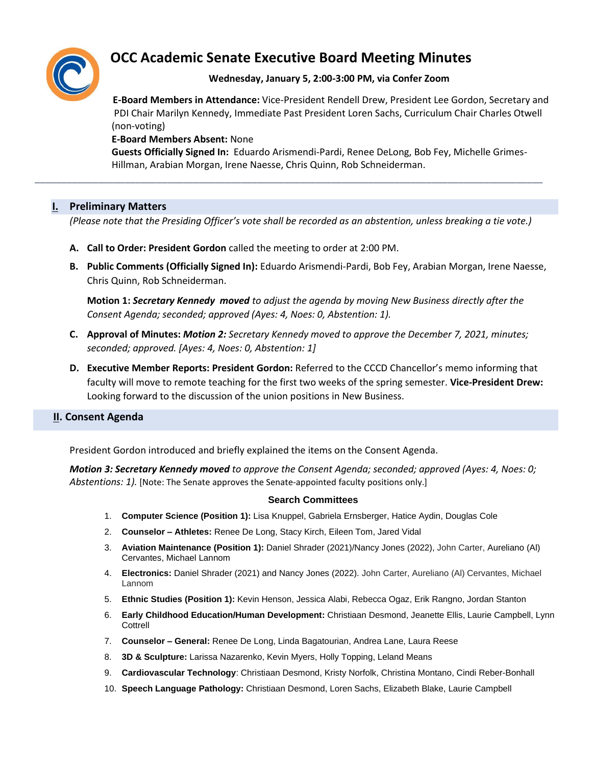# OCC Academic Senate Executive Board Meeting Minutes

**Wednesday, January 5, 2:00-3:00 PM, via Confer Zoom**

**E-Board Members in Attendance:** Vice-President Rendell Drew, President Lee Gordon, Secretary and PDI Chair Marilyn Kennedy, Immediate Past President Loren Sachs, Curriculum Chair Charles Otwell (non-voting)

**E-Board Members Absent:** None

**Guests Officially Signed In:** Eduardo Arismendi-Pardi, Renee DeLong, Bob Fey, Michelle Grimes-Hillman, Arabian Morgan, Irene Naesse, Chris Quinn, Rob Schneiderman.

---

## I. Preliminary Matters

*(Please note that the Presiding Officer's vote shall be recorded as an abstention, unless breaking a tie vote.)*

**A. Call to Order: President Gordon** called the meeting to order at 2:00 PM.

**B. Public Comments (Officially Signed In):** Eduardo Arismendi-Pardi, Bob Fey, Arabian Morgan, Irene Naesse, Chris Quinn, Rob Schneiderman.

**Motion 1:** ***Secretary Kennedy moved*** *to adjust the agenda by moving New Business directly after the Consent Agenda; seconded; approved (Ayes: 4, Noes: 0, Abstention: 1).*

**C. Approval of Minutes:** ***Motion 2:*** *Secretary Kennedy moved to approve the December 7, 2021, minutes; seconded; approved. [Ayes: 4, Noes: 0, Abstention: 1]*

**D. Executive Member Reports: President Gordon:** Referred to the CCCD Chancellor's memo informing that faculty will move to remote teaching for the first two weeks of the spring semester. **Vice-President Drew:** Looking forward to the discussion of the union positions in New Business.

## II. Consent Agenda

President Gordon introduced and briefly explained the items on the Consent Agenda.

***Motion 3: Secretary Kennedy moved*** *to approve the Consent Agenda; seconded; approved (Ayes: 4, Noes: 0; Abstentions: 1).* [Note: The Senate approves the Senate-appointed faculty positions only.]

### Search Committees

1. **Computer Science (Position 1):** Lisa Knuppel, Gabriela Ernsberger, Hatice Aydin, Douglas Cole
2. **Counselor – Athletes:** Renee De Long, Stacy Kirch, Eileen Tom, Jared Vidal
3. **Aviation Maintenance (Position 1):** Daniel Shrader (2021)/Nancy Jones (2022), John Carter, Aureliano (Al) Cervantes, Michael Lannom
4. **Electronics:** Daniel Shrader (2021) and Nancy Jones (2022). John Carter, Aureliano (Al) Cervantes, Michael Lannom
5. **Ethnic Studies (Position 1):** Kevin Henson, Jessica Alabi, Rebecca Ogaz, Erik Rangno, Jordan Stanton
6. **Early Childhood Education/Human Development:** Christiaan Desmond, Jeanette Ellis, Laurie Campbell, Lynn Cottrell
7. **Counselor – General:** Renee De Long, Linda Bagatourian, Andrea Lane, Laura Reese
8. **3D & Sculpture:** Larissa Nazarenko, Kevin Myers, Holly Topping, Leland Means
9. **Cardiovascular Technology**: Christiaan Desmond, Kristy Norfolk, Christina Montano, Cindi Reber-Bonhall
10. **Speech Language Pathology:** Christiaan Desmond, Loren Sachs, Elizabeth Blake, Laurie Campbell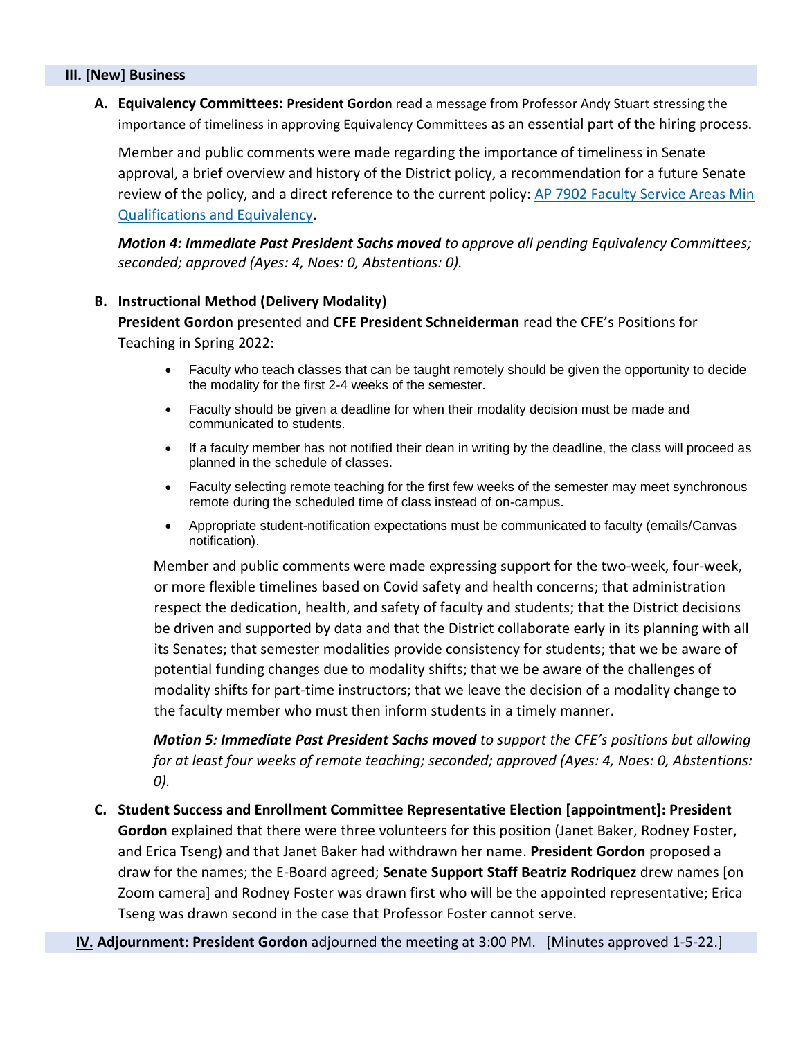## III. [New] Business

**A. Equivalency Committees: President Gordon** read a message from Professor Andy Stuart stressing the importance of timeliness in approving Equivalency Committees as an essential part of the hiring process.

Member and public comments were made regarding the importance of timeliness in Senate approval, a brief overview and history of the District policy, a recommendation for a future Senate review of the policy, and a direct reference to the current policy: [AP 7902 Faculty Service Areas Min Qualifications and Equivalency](AP 7902 Faculty Service Areas Min Qualifications and Equivalency).

***Motion 4: Immediate Past President Sachs moved*** *to approve all pending Equivalency Committees; seconded; approved (Ayes: 4, Noes: 0, Abstentions: 0).*

**B. Instructional Method (Delivery Modality)**

**President Gordon** presented and **CFE President Schneiderman** read the CFE's Positions for Teaching in Spring 2022:

- Faculty who teach classes that can be taught remotely should be given the opportunity to decide the modality for the first 2-4 weeks of the semester.
- Faculty should be given a deadline for when their modality decision must be made and communicated to students.
- If a faculty member has not notified their dean in writing by the deadline, the class will proceed as planned in the schedule of classes.
- Faculty selecting remote teaching for the first few weeks of the semester may meet synchronous remote during the scheduled time of class instead of on-campus.
- Appropriate student-notification expectations must be communicated to faculty (emails/Canvas notification).

Member and public comments were made expressing support for the two-week, four-week, or more flexible timelines based on Covid safety and health concerns; that administration respect the dedication, health, and safety of faculty and students; that the District decisions be driven and supported by data and that the District collaborate early in its planning with all its Senates; that semester modalities provide consistency for students; that we be aware of potential funding changes due to modality shifts; that we be aware of the challenges of modality shifts for part-time instructors; that we leave the decision of a modality change to the faculty member who must then inform students in a timely manner.

***Motion 5: Immediate Past President Sachs moved*** *to support the CFE's positions but allowing for at least four weeks of remote teaching; seconded; approved (Ayes: 4, Noes: 0, Abstentions: 0).*

**C. Student Success and Enrollment Committee Representative Election [appointment]: President Gordon** explained that there were three volunteers for this position (Janet Baker, Rodney Foster, and Erica Tseng) and that Janet Baker had withdrawn her name. **President Gordon** proposed a draw for the names; the E-Board agreed; **Senate Support Staff Beatriz Rodriquez** drew names [on Zoom camera] and Rodney Foster was drawn first who will be the appointed representative; Erica Tseng was drawn second in the case that Professor Foster cannot serve.

## IV. Adjournment: President Gordon adjourned the meeting at 3:00 PM. [Minutes approved 1-5-22.]